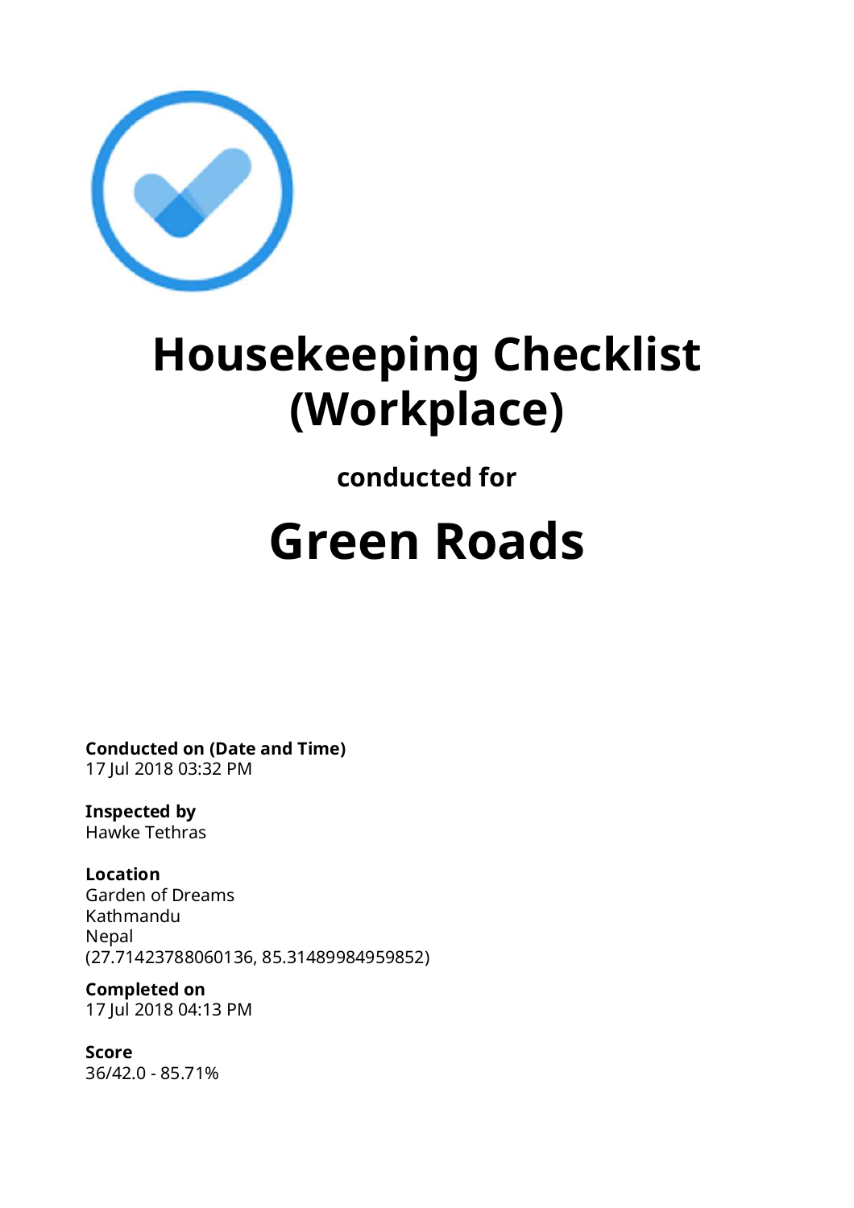# Housekeeping Checklist (Workplace)

**conducted for**

# Green Roads

**Conducted on (Date and Time)**
17 Jul 2018 03:32 PM

**Inspected by**
Hawke Tethras

**Location**
Garden of Dreams
Kathmandu
Nepal
(27.71423788060136, 85.31489984959852)

**Completed on**
17 Jul 2018 04:13 PM

**Score**
36/42.0 - 85.71%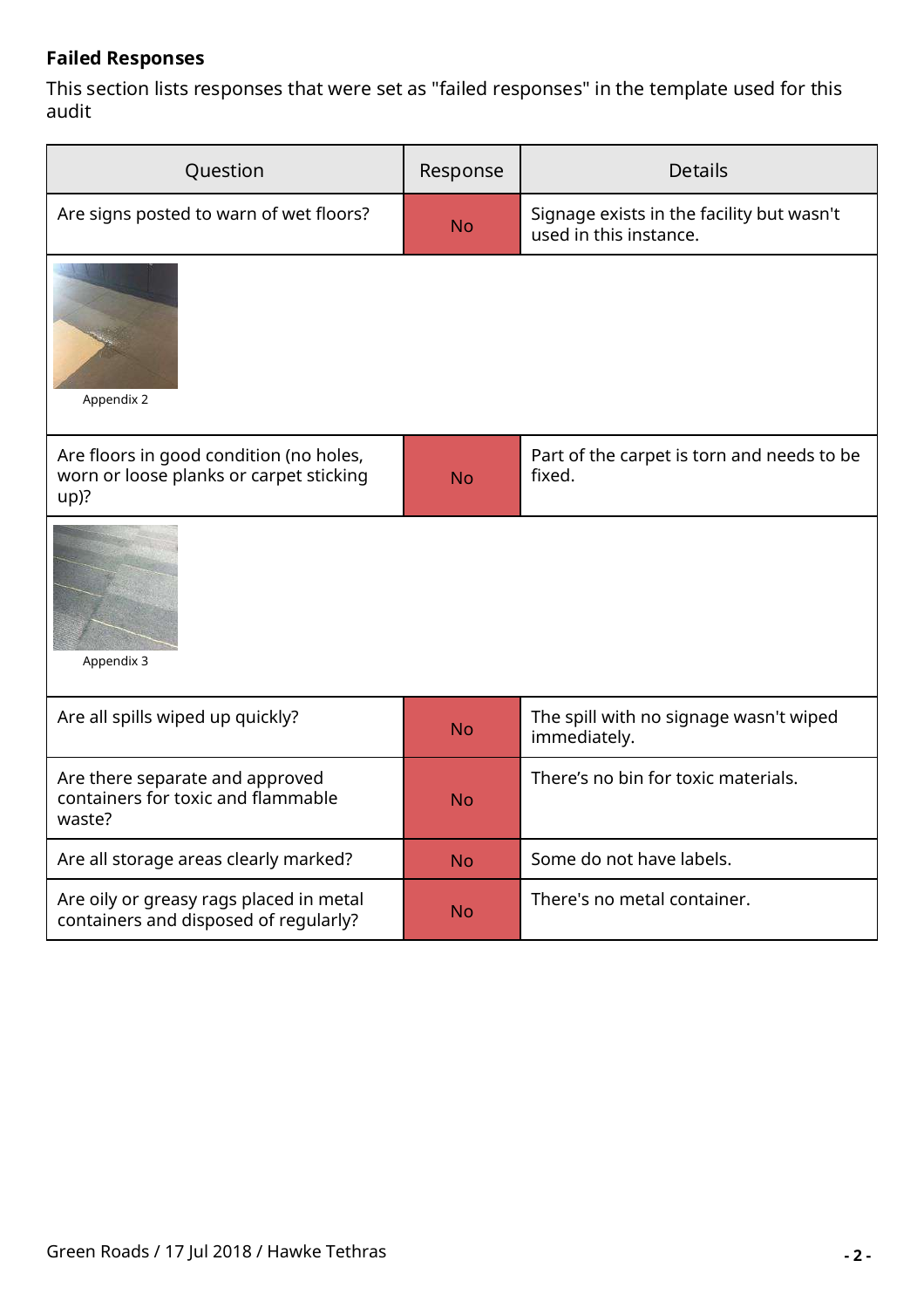**Failed Responses**

This section lists responses that were set as "failed responses" in the template used for this audit

| Question | Response | Details |
|---|---|---|
| Are signs posted to warn of wet floors? | No | Signage exists in the facility but wasn't used in this instance. |
| Appendix 2 | | |
| Are floors in good condition (no holes, worn or loose planks or carpet sticking up)? | No | Part of the carpet is torn and needs to be fixed. |
| Appendix 3 | | |
| Are all spills wiped up quickly? | No | The spill with no signage wasn't wiped immediately. |
| Are there separate and approved containers for toxic and flammable waste? | No | There’s no bin for toxic materials. |
| Are all storage areas clearly marked? | No | Some do not have labels. |
| Are oily or greasy rags placed in metal containers and disposed of regularly? | No | There's no metal container. |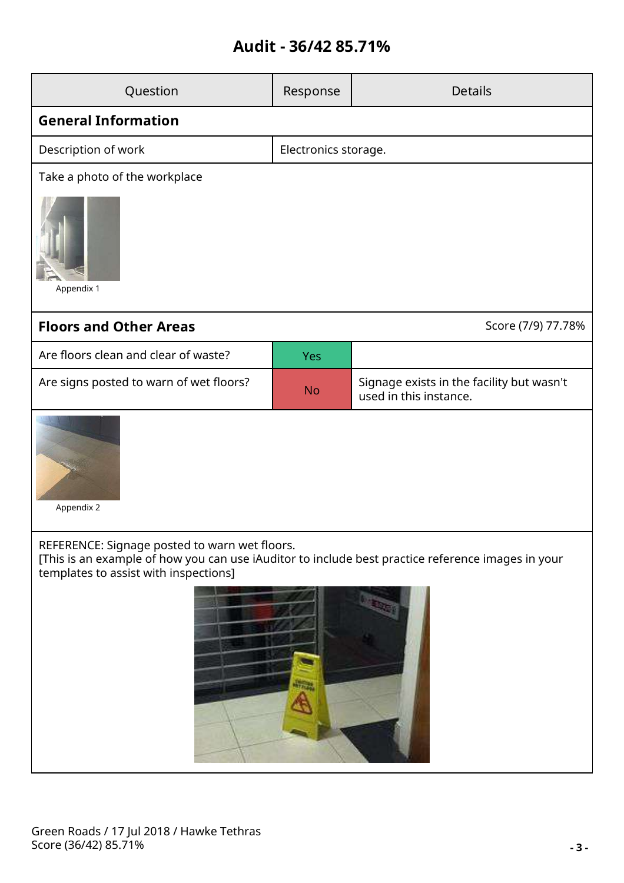## Audit - 36/42 85.71%

| Question | Response | Details |
| --- | --- | --- |
| **General Information** | | |
| Description of work | Electronics storage. | |
| Take a photo of the workplace | | |
| Appendix 1 | | |
| **Floors and Other Areas** | | Score (7/9) 77.78% |
| Are floors clean and clear of waste? | Yes | |
| Are signs posted to warn of wet floors? | No | Signage exists in the facility but wasn't used in this instance. |
| Appendix 2 | | |

REFERENCE: Signage posted to warn wet floors.
[This is an example of how you can use iAuditor to include best practice reference images in your templates to assist with inspections]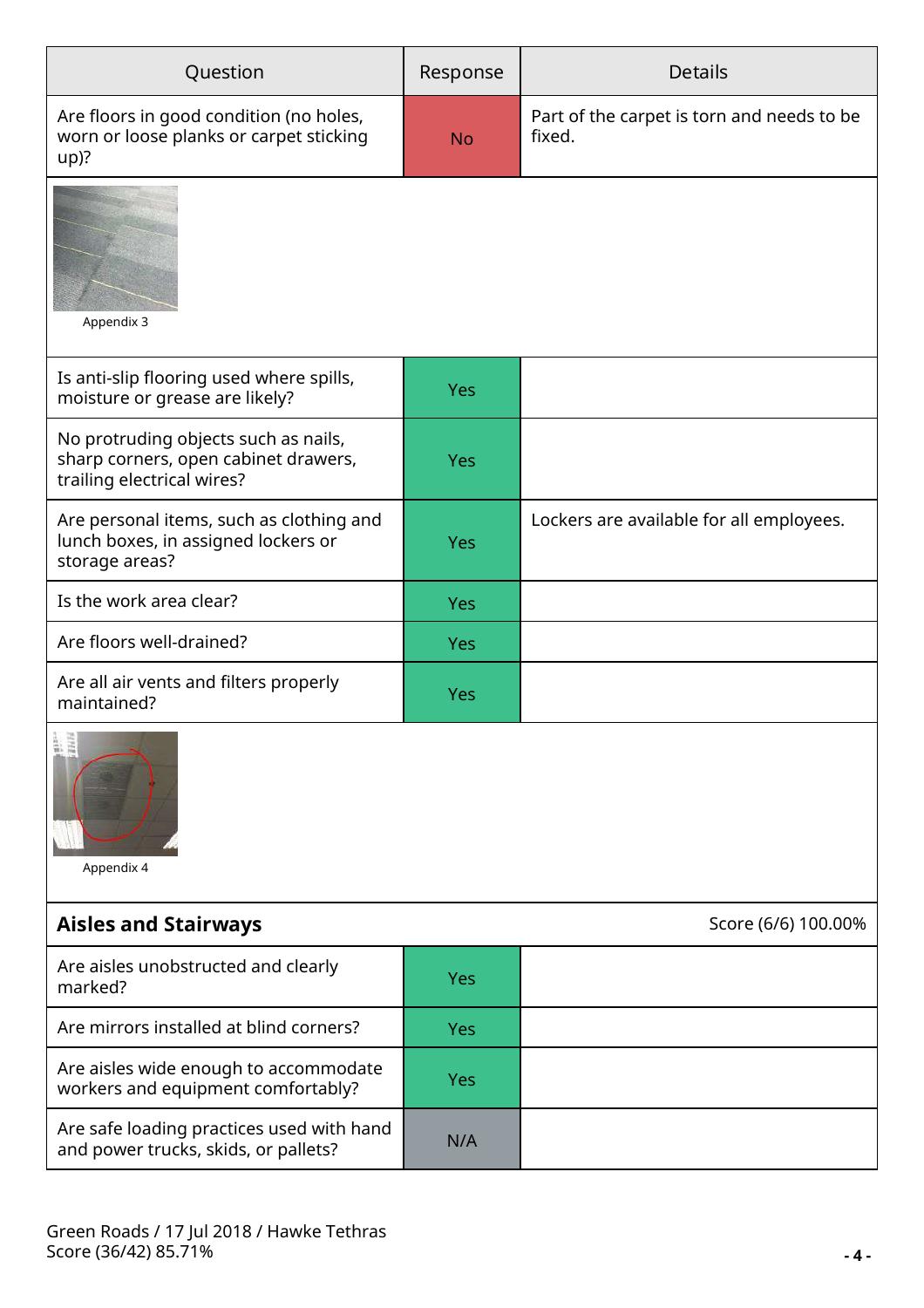| Question | Response | Details |
| --- | --- | --- |
| Are floors in good condition (no holes, worn or loose planks or carpet sticking up)? | No | Part of the carpet is torn and needs to be fixed. |

Appendix 3

| Question | Response | Details |
| --- | --- | --- |
| Is anti-slip flooring used where spills, moisture or grease are likely? | Yes | |
| No protruding objects such as nails, sharp corners, open cabinet drawers, trailing electrical wires? | Yes | |
| Are personal items, such as clothing and lunch boxes, in assigned lockers or storage areas? | Yes | Lockers are available for all employees. |
| Is the work area clear? | Yes | |
| Are floors well-drained? | Yes | |
| Are all air vents and filters properly maintained? | Yes | |

Appendix 4

## Aisles and Stairways

Score (6/6) 100.00%

| Question | Response | Details |
| --- | --- | --- |
| Are aisles unobstructed and clearly marked? | Yes | |
| Are mirrors installed at blind corners? | Yes | |
| Are aisles wide enough to accommodate workers and equipment comfortably? | Yes | |
| Are safe loading practices used with hand and power trucks, skids, or pallets? | N/A | |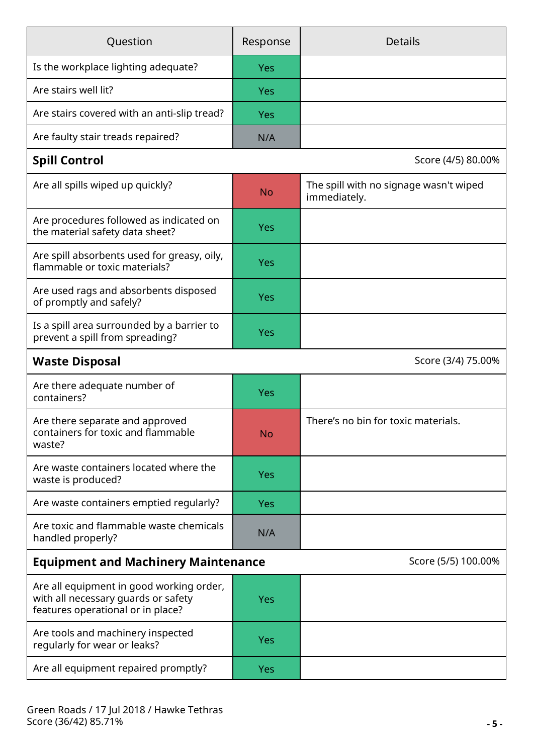| Question | Response | Details |
|---|---|---|
| Is the workplace lighting adequate? | Yes | |
| Are stairs well lit? | Yes | |
| Are stairs covered with an anti-slip tread? | Yes | |
| Are faulty stair treads repaired? | N/A | |
| **Spill Control** | | Score (4/5) 80.00% |
| Are all spills wiped up quickly? | No | The spill with no signage wasn't wiped immediately. |
| Are procedures followed as indicated on the material safety data sheet? | Yes | |
| Are spill absorbents used for greasy, oily, flammable or toxic materials? | Yes | |
| Are used rags and absorbents disposed of promptly and safely? | Yes | |
| Is a spill area surrounded by a barrier to prevent a spill from spreading? | Yes | |
| **Waste Disposal** | | Score (3/4) 75.00% |
| Are there adequate number of containers? | Yes | |
| Are there separate and approved containers for toxic and flammable waste? | No | There's no bin for toxic materials. |
| Are waste containers located where the waste is produced? | Yes | |
| Are waste containers emptied regularly? | Yes | |
| Are toxic and flammable waste chemicals handled properly? | N/A | |
| **Equipment and Machinery Maintenance** | | Score (5/5) 100.00% |
| Are all equipment in good working order, with all necessary guards or safety features operational or in place? | Yes | |
| Are tools and machinery inspected regularly for wear or leaks? | Yes | |
| Are all equipment repaired promptly? | Yes | |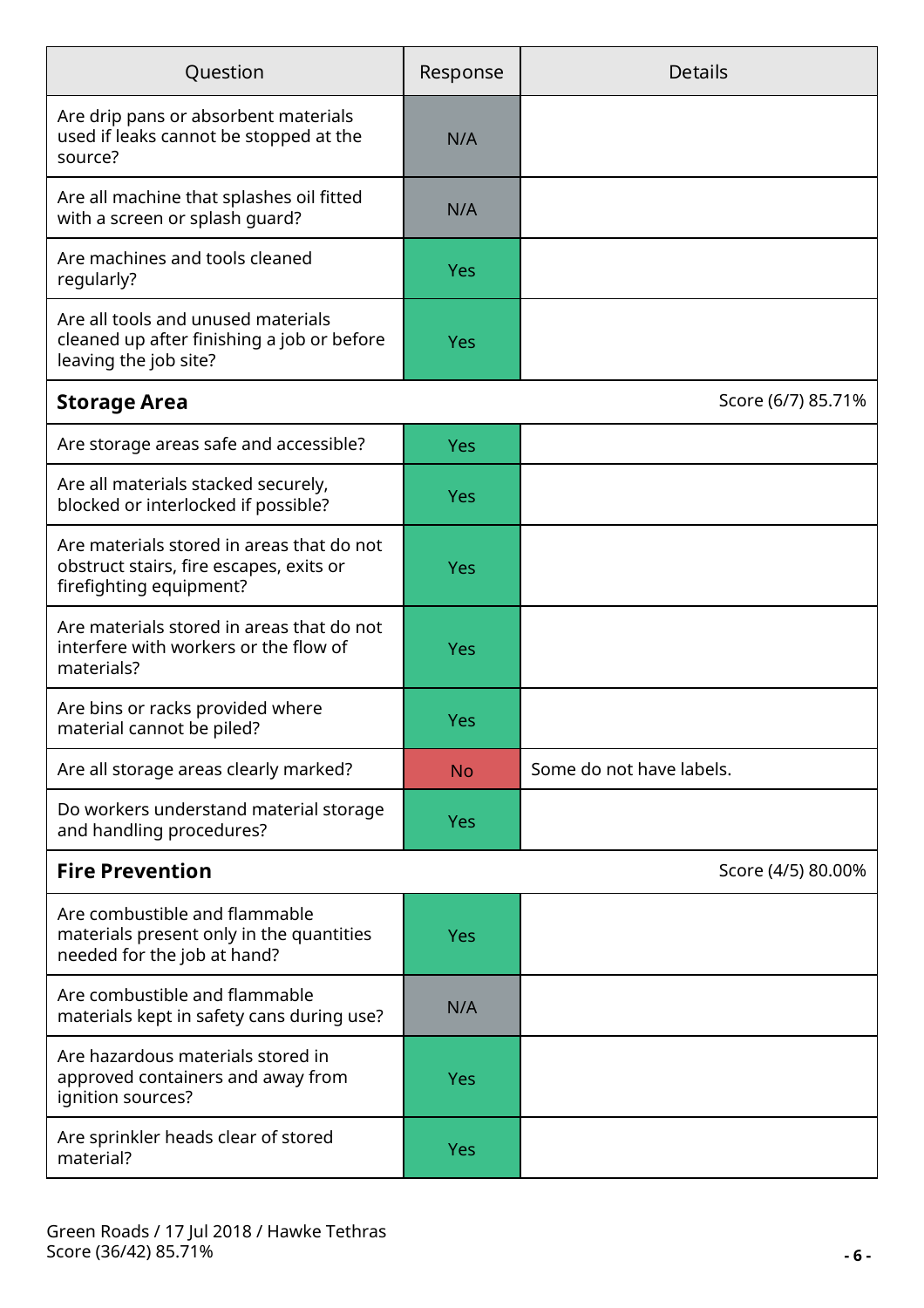| Question | Response | Details |
| --- | --- | --- |
| Are drip pans or absorbent materials used if leaks cannot be stopped at the source? | N/A | |
| Are all machine that splashes oil fitted with a screen or splash guard? | N/A | |
| Are machines and tools cleaned regularly? | Yes | |
| Are all tools and unused materials cleaned up after finishing a job or before leaving the job site? | Yes | |
| **Storage Area** | | Score (6/7) 85.71% |
| Are storage areas safe and accessible? | Yes | |
| Are all materials stacked securely, blocked or interlocked if possible? | Yes | |
| Are materials stored in areas that do not obstruct stairs, fire escapes, exits or firefighting equipment? | Yes | |
| Are materials stored in areas that do not interfere with workers or the flow of materials? | Yes | |
| Are bins or racks provided where material cannot be piled? | Yes | |
| Are all storage areas clearly marked? | No | Some do not have labels. |
| Do workers understand material storage and handling procedures? | Yes | |
| **Fire Prevention** | | Score (4/5) 80.00% |
| Are combustible and flammable materials present only in the quantities needed for the job at hand? | Yes | |
| Are combustible and flammable materials kept in safety cans during use? | N/A | |
| Are hazardous materials stored in approved containers and away from ignition sources? | Yes | |
| Are sprinkler heads clear of stored material? | Yes | |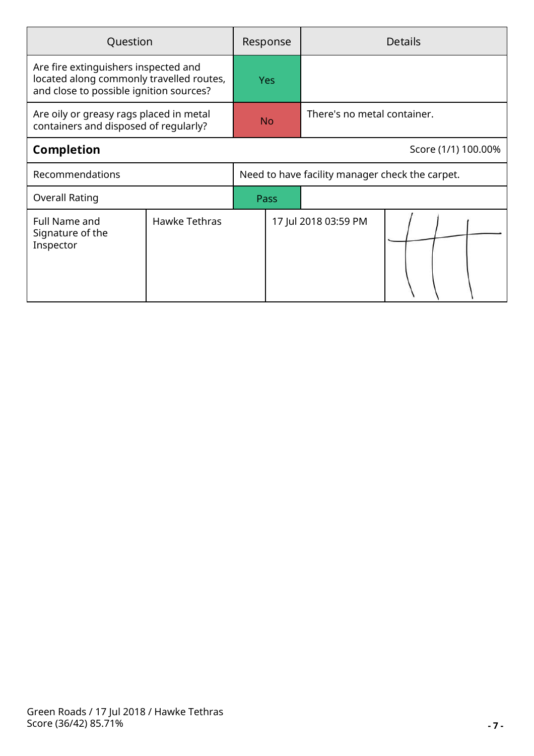| Question | Response | Details |
|---|---|---|
| Are fire extinguishers inspected and located along commonly travelled routes, and close to possible ignition sources? | Yes | |
| Are oily or greasy rags placed in metal containers and disposed of regularly? | No | There's no metal container. |

## Completion

Score (1/1) 100.00%

| | | | |
|---|---|---|---|
| Recommendations | Need to have facility manager check the carpet. | | |
| Overall Rating | Pass | | |
| Full Name and Signature of the Inspector | Hawke Tethras | 17 Jul 2018 03:59 PM | |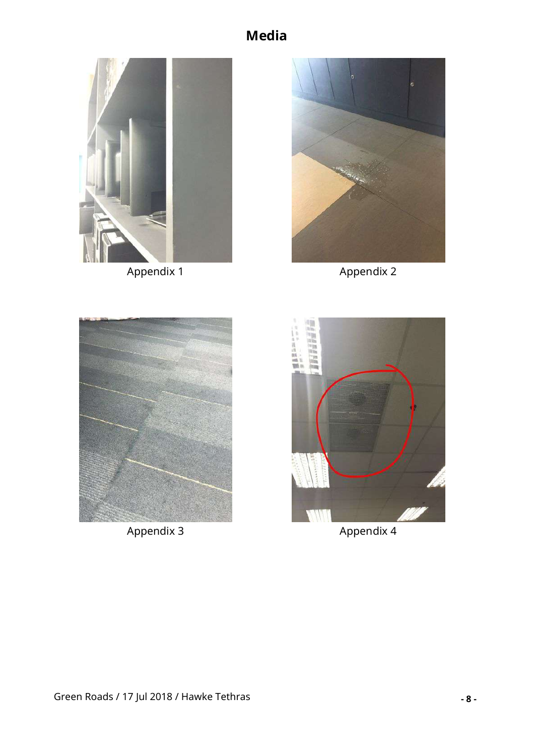# Media

Appendix 1

Appendix 2

Appendix 3

Appendix 4